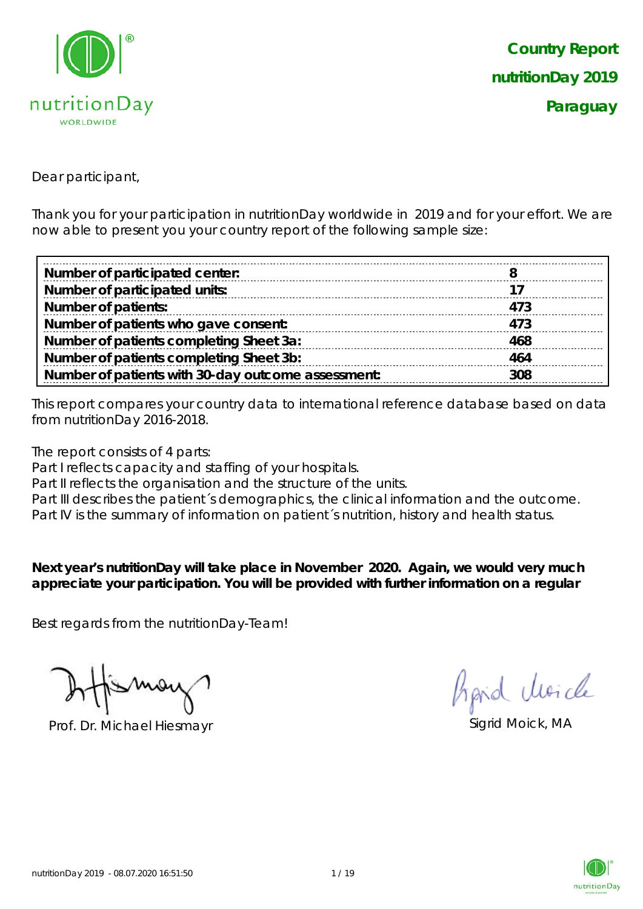**Country Report**

**nutritionDay 2019**

**Paraguay**

Dear participant,

Thank you for your participation in nutritionDay worldwide in 2019 and for your effort. We are now able to present you your country report of the following sample size:

| | |
|---|---|
| **Number of participated center:** | **8** |
| **Number of participated units:** | **17** |
| **Number of patients:** | **473** |
| **Number of patients who gave consent:** | **473** |
| **Number of patients completing Sheet 3a:** | **468** |
| **Number of patients completing Sheet 3b:** | **464** |
| **Number of patients with 30-day outcome assessment:** | **308** |

This report compares your country data to international reference database based on data from nutritionDay 2016-2018.

The report consists of 4 parts:
Part I reflects capacity and staffing of your hospitals.
Part II reflects the organisation and the structure of the units.
Part III describes the patient´s demographics, the clinical information and the outcome.
Part IV is the summary of information on patient´s nutrition, history and health status.

**Next year's nutritionDay will take place in November 2020. Again, we would very much appreciate your participation. You will be provided with further information on a regular**

Best regards from the nutritionDay-Team!

Prof. Dr. Michael Hiesmayr

Sigrid Moick, MA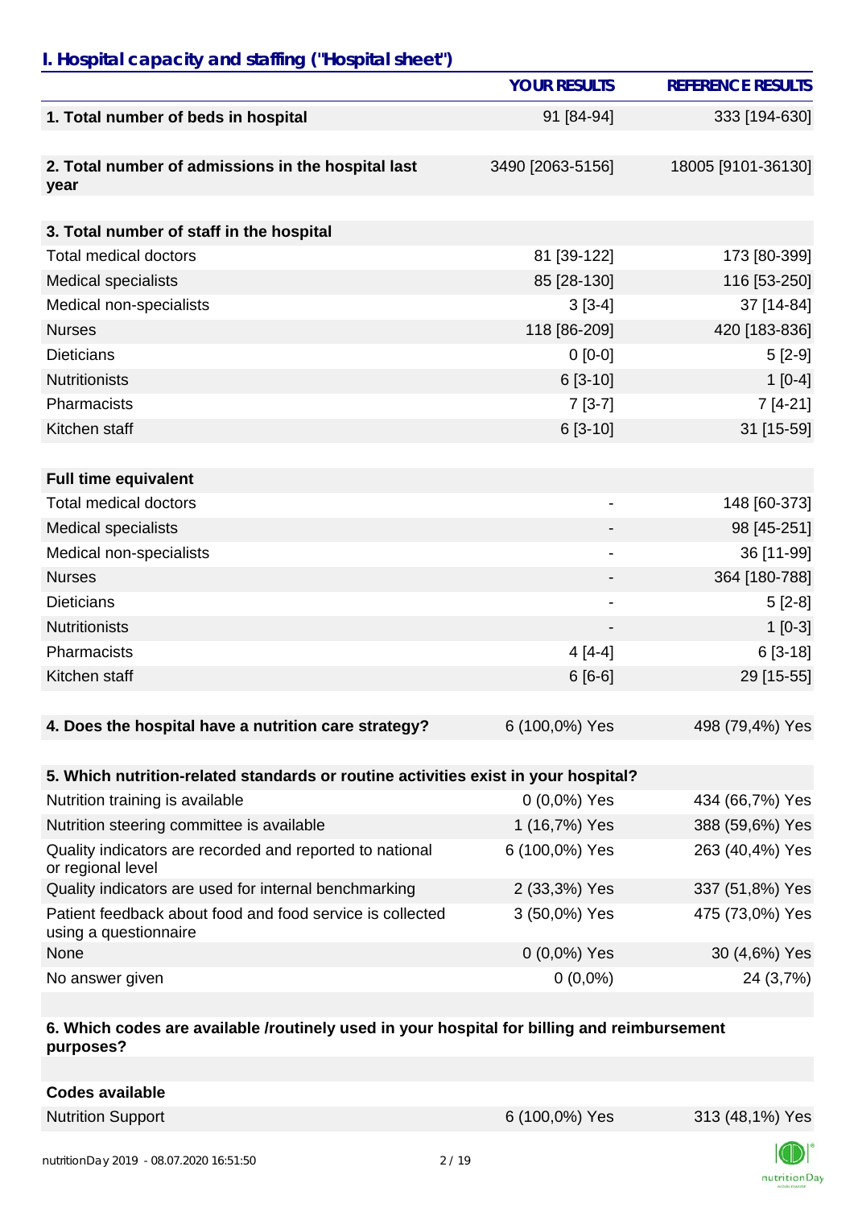## I. Hospital capacity and staffing ("Hospital sheet")

| | YOUR RESULTS | REFERENCE RESULTS |
|---|---|---|
| **1. Total number of beds in hospital** | 91 [84-94] | 333 [194-630] |
| **2. Total number of admissions in the hospital last year** | 3490 [2063-5156] | 18005 [9101-36130] |
| **3. Total number of staff in the hospital** | | |
| Total medical doctors | 81 [39-122] | 173 [80-399] |
| Medical specialists | 85 [28-130] | 116 [53-250] |
| Medical non-specialists | 3 [3-4] | 37 [14-84] |
| Nurses | 118 [86-209] | 420 [183-836] |
| Dieticians | 0 [0-0] | 5 [2-9] |
| Nutritionists | 6 [3-10] | 1 [0-4] |
| Pharmacists | 7 [3-7] | 7 [4-21] |
| Kitchen staff | 6 [3-10] | 31 [15-59] |
| **Full time equivalent** | | |
| Total medical doctors | - | 148 [60-373] |
| Medical specialists | - | 98 [45-251] |
| Medical non-specialists | - | 36 [11-99] |
| Nurses | - | 364 [180-788] |
| Dieticians | - | 5 [2-8] |
| Nutritionists | - | 1 [0-3] |
| Pharmacists | 4 [4-4] | 6 [3-18] |
| Kitchen staff | 6 [6-6] | 29 [15-55] |
| **4. Does the hospital have a nutrition care strategy?** | 6 (100,0%) Yes | 498 (79,4%) Yes |
| **5. Which nutrition-related standards or routine activities exist in your hospital?** | | |
| Nutrition training is available | 0 (0,0%) Yes | 434 (66,7%) Yes |
| Nutrition steering committee is available | 1 (16,7%) Yes | 388 (59,6%) Yes |
| Quality indicators are recorded and reported to national or regional level | 6 (100,0%) Yes | 263 (40,4%) Yes |
| Quality indicators are used for internal benchmarking | 2 (33,3%) Yes | 337 (51,8%) Yes |
| Patient feedback about food and food service is collected using a questionnaire | 3 (50,0%) Yes | 475 (73,0%) Yes |
| None | 0 (0,0%) Yes | 30 (4,6%) Yes |
| No answer given | 0 (0,0%) | 24 (3,7%) |
| **6. Which codes are available /routinely used in your hospital for billing and reimbursement purposes?** | | |
| **Codes available** | | |
| Nutrition Support | 6 (100,0%) Yes | 313 (48,1%) Yes |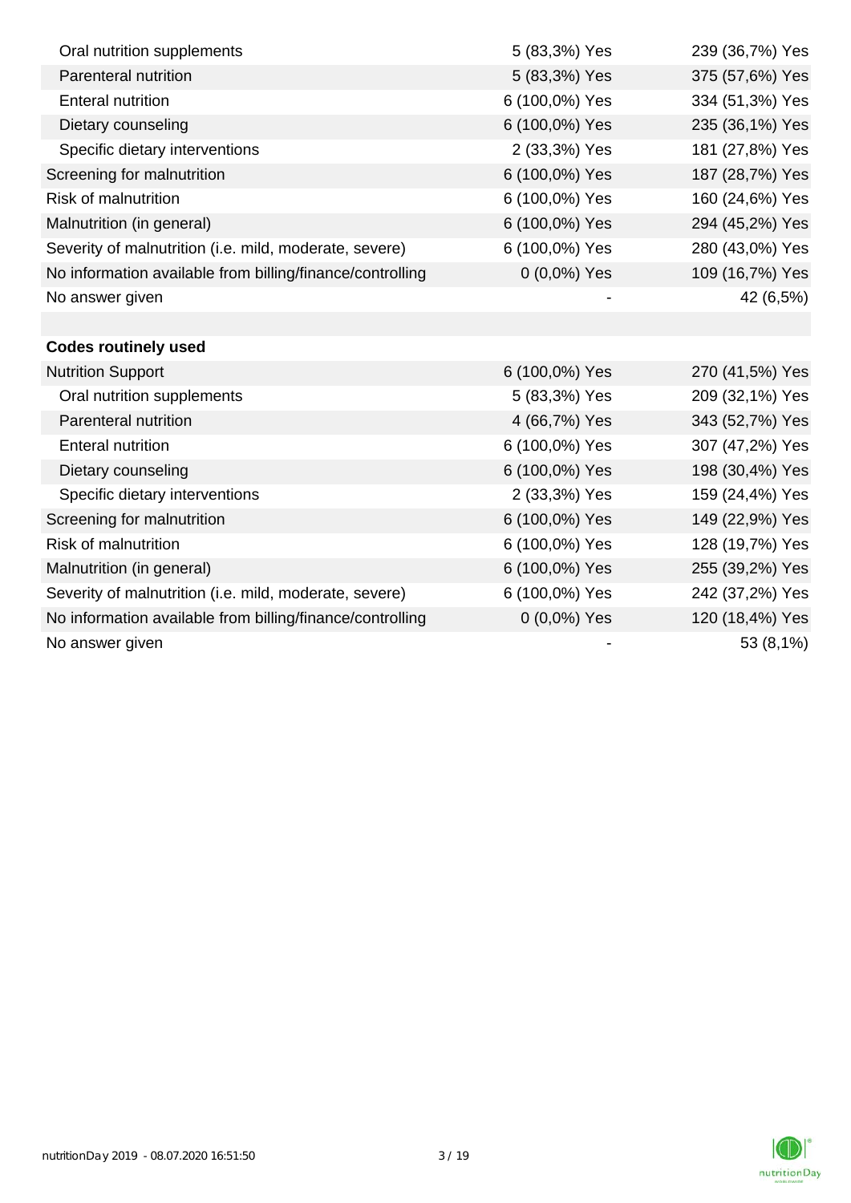| | | |
|---|---|---|
| Oral nutrition supplements | 5 (83,3%) Yes | 239 (36,7%) Yes |
| Parenteral nutrition | 5 (83,3%) Yes | 375 (57,6%) Yes |
| Enteral nutrition | 6 (100,0%) Yes | 334 (51,3%) Yes |
| Dietary counseling | 6 (100,0%) Yes | 235 (36,1%) Yes |
| Specific dietary interventions | 2 (33,3%) Yes | 181 (27,8%) Yes |
| Screening for malnutrition | 6 (100,0%) Yes | 187 (28,7%) Yes |
| Risk of malnutrition | 6 (100,0%) Yes | 160 (24,6%) Yes |
| Malnutrition (in general) | 6 (100,0%) Yes | 294 (45,2%) Yes |
| Severity of malnutrition (i.e. mild, moderate, severe) | 6 (100,0%) Yes | 280 (43,0%) Yes |
| No information available from billing/finance/controlling | 0 (0,0%) Yes | 109 (16,7%) Yes |
| No answer given | - | 42 (6,5%) |
| | | |
| **Codes routinely used** | | |
| Nutrition Support | 6 (100,0%) Yes | 270 (41,5%) Yes |
| Oral nutrition supplements | 5 (83,3%) Yes | 209 (32,1%) Yes |
| Parenteral nutrition | 4 (66,7%) Yes | 343 (52,7%) Yes |
| Enteral nutrition | 6 (100,0%) Yes | 307 (47,2%) Yes |
| Dietary counseling | 6 (100,0%) Yes | 198 (30,4%) Yes |
| Specific dietary interventions | 2 (33,3%) Yes | 159 (24,4%) Yes |
| Screening for malnutrition | 6 (100,0%) Yes | 149 (22,9%) Yes |
| Risk of malnutrition | 6 (100,0%) Yes | 128 (19,7%) Yes |
| Malnutrition (in general) | 6 (100,0%) Yes | 255 (39,2%) Yes |
| Severity of malnutrition (i.e. mild, moderate, severe) | 6 (100,0%) Yes | 242 (37,2%) Yes |
| No information available from billing/finance/controlling | 0 (0,0%) Yes | 120 (18,4%) Yes |
| No answer given | - | 53 (8,1%) |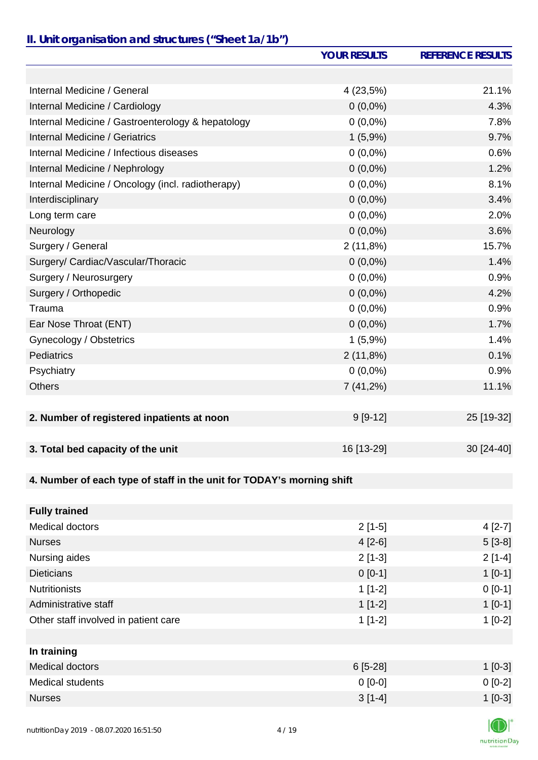## II. Unit organisation and structures ("Sheet 1a/1b")

| | YOUR RESULTS | REFERENCE RESULTS |
|---|---|---|
| | | |
| Internal Medicine / General | 4 (23,5%) | 21.1% |
| Internal Medicine / Cardiology | 0 (0,0%) | 4.3% |
| Internal Medicine / Gastroenterology & hepatology | 0 (0,0%) | 7.8% |
| Internal Medicine / Geriatrics | 1 (5,9%) | 9.7% |
| Internal Medicine / Infectious diseases | 0 (0,0%) | 0.6% |
| Internal Medicine / Nephrology | 0 (0,0%) | 1.2% |
| Internal Medicine / Oncology (incl. radiotherapy) | 0 (0,0%) | 8.1% |
| Interdisciplinary | 0 (0,0%) | 3.4% |
| Long term care | 0 (0,0%) | 2.0% |
| Neurology | 0 (0,0%) | 3.6% |
| Surgery / General | 2 (11,8%) | 15.7% |
| Surgery/ Cardiac/Vascular/Thoracic | 0 (0,0%) | 1.4% |
| Surgery / Neurosurgery | 0 (0,0%) | 0.9% |
| Surgery / Orthopedic | 0 (0,0%) | 4.2% |
| Trauma | 0 (0,0%) | 0.9% |
| Ear Nose Throat (ENT) | 0 (0,0%) | 1.7% |
| Gynecology / Obstetrics | 1 (5,9%) | 1.4% |
| Pediatrics | 2 (11,8%) | 0.1% |
| Psychiatry | 0 (0,0%) | 0.9% |
| Others | 7 (41,2%) | 11.1% |
| | | |
| **2. Number of registered inpatients at noon** | 9 [9-12] | 25 [19-32] |
| | | |
| **3. Total bed capacity of the unit** | 16 [13-29] | 30 [24-40] |
| | | |
| **4. Number of each type of staff in the unit for TODAY's morning shift** | | |
| | | |
| **Fully trained** | | |
| Medical doctors | 2 [1-5] | 4 [2-7] |
| Nurses | 4 [2-6] | 5 [3-8] |
| Nursing aides | 2 [1-3] | 2 [1-4] |
| Dieticians | 0 [0-1] | 1 [0-1] |
| Nutritionists | 1 [1-2] | 0 [0-1] |
| Administrative staff | 1 [1-2] | 1 [0-1] |
| Other staff involved in patient care | 1 [1-2] | 1 [0-2] |
| | | |
| **In training** | | |
| Medical doctors | 6 [5-28] | 1 [0-3] |
| Medical students | 0 [0-0] | 0 [0-2] |
| Nurses | 3 [1-4] | 1 [0-3] |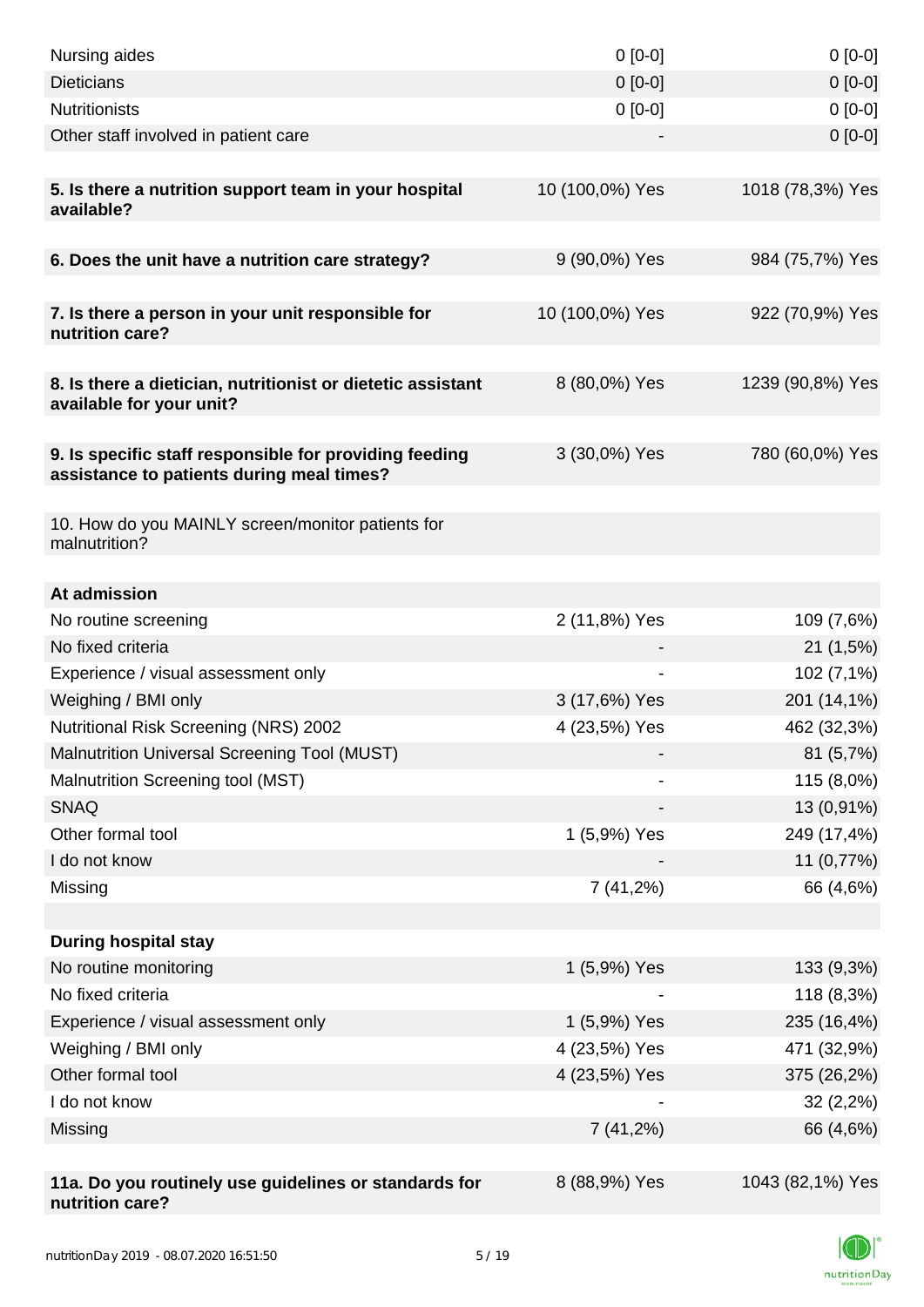| | | |
|---|---|---|
| Nursing aides | 0 [0-0] | 0 [0-0] |
| Dieticians | 0 [0-0] | 0 [0-0] |
| Nutritionists | 0 [0-0] | 0 [0-0] |
| Other staff involved in patient care | - | 0 [0-0] |
| | | |
| **5. Is there a nutrition support team in your hospital available?** | 10 (100,0%) Yes | 1018 (78,3%) Yes |
| | | |
| **6. Does the unit have a nutrition care strategy?** | 9 (90,0%) Yes | 984 (75,7%) Yes |
| | | |
| **7. Is there a person in your unit responsible for nutrition care?** | 10 (100,0%) Yes | 922 (70,9%) Yes |
| | | |
| **8. Is there a dietician, nutritionist or dietetic assistant available for your unit?** | 8 (80,0%) Yes | 1239 (90,8%) Yes |
| | | |
| **9. Is specific staff responsible for providing feeding assistance to patients during meal times?** | 3 (30,0%) Yes | 780 (60,0%) Yes |
| | | |
| 10. How do you MAINLY screen/monitor patients for malnutrition? | | |
| | | |
| **At admission** | | |
| No routine screening | 2 (11,8%) Yes | 109 (7,6%) |
| No fixed criteria | - | 21 (1,5%) |
| Experience / visual assessment only | - | 102 (7,1%) |
| Weighing / BMI only | 3 (17,6%) Yes | 201 (14,1%) |
| Nutritional Risk Screening (NRS) 2002 | 4 (23,5%) Yes | 462 (32,3%) |
| Malnutrition Universal Screening Tool (MUST) | - | 81 (5,7%) |
| Malnutrition Screening tool (MST) | - | 115 (8,0%) |
| SNAQ | - | 13 (0,91%) |
| Other formal tool | 1 (5,9%) Yes | 249 (17,4%) |
| I do not know | - | 11 (0,77%) |
| Missing | 7 (41,2%) | 66 (4,6%) |
| | | |
| **During hospital stay** | | |
| No routine monitoring | 1 (5,9%) Yes | 133 (9,3%) |
| No fixed criteria | - | 118 (8,3%) |
| Experience / visual assessment only | 1 (5,9%) Yes | 235 (16,4%) |
| Weighing / BMI only | 4 (23,5%) Yes | 471 (32,9%) |
| Other formal tool | 4 (23,5%) Yes | 375 (26,2%) |
| I do not know | - | 32 (2,2%) |
| Missing | 7 (41,2%) | 66 (4,6%) |
| | | |
| **11a. Do you routinely use guidelines or standards for nutrition care?** | 8 (88,9%) Yes | 1043 (82,1%) Yes |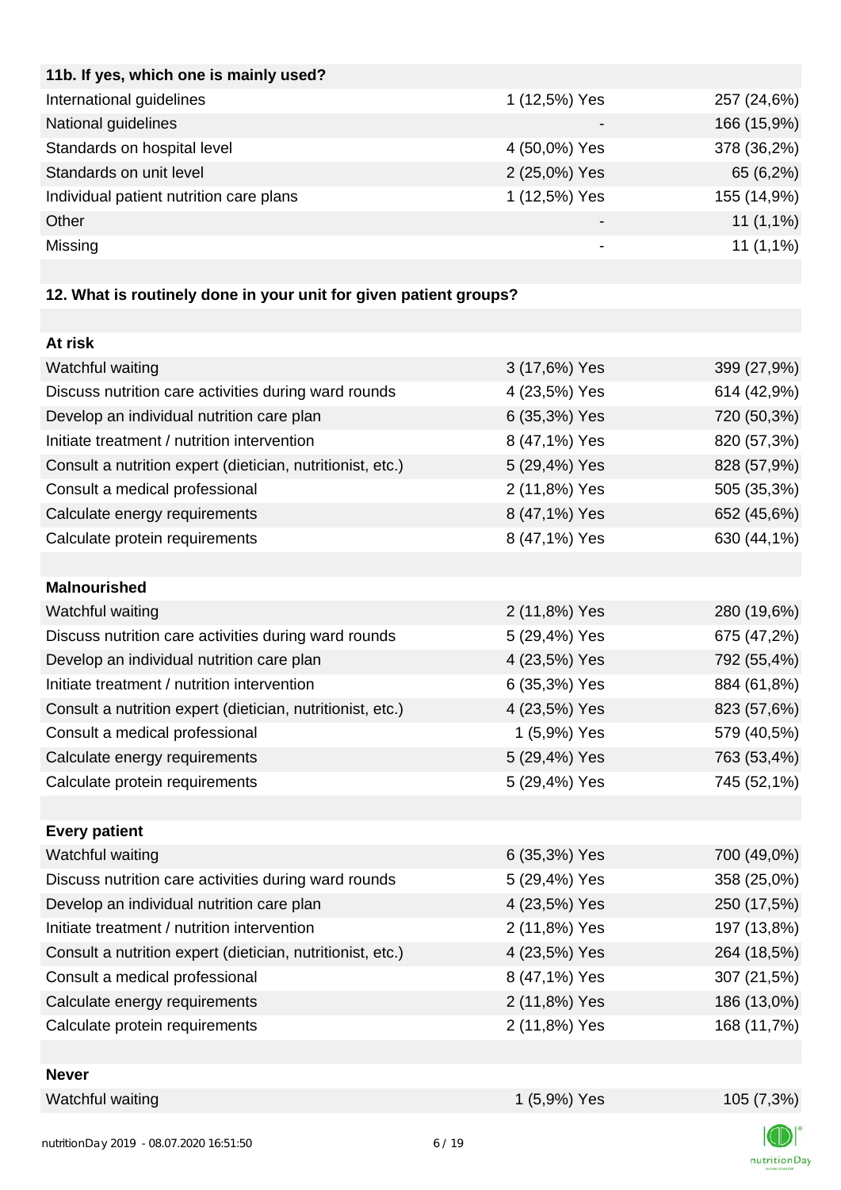| 11b. If yes, which one is mainly used? | | |
|---|---|---|
| International guidelines | 1 (12,5%) Yes | 257 (24,6%) |
| National guidelines | - | 166 (15,9%) |
| Standards on hospital level | 4 (50,0%) Yes | 378 (36,2%) |
| Standards on unit level | 2 (25,0%) Yes | 65 (6,2%) |
| Individual patient nutrition care plans | 1 (12,5%) Yes | 155 (14,9%) |
| Other | - | 11 (1,1%) |
| Missing | - | 11 (1,1%) |

**12. What is routinely done in your unit for given patient groups?**

| At risk | | |
|---|---|---|
| Watchful waiting | 3 (17,6%) Yes | 399 (27,9%) |
| Discuss nutrition care activities during ward rounds | 4 (23,5%) Yes | 614 (42,9%) |
| Develop an individual nutrition care plan | 6 (35,3%) Yes | 720 (50,3%) |
| Initiate treatment / nutrition intervention | 8 (47,1%) Yes | 820 (57,3%) |
| Consult a nutrition expert (dietician, nutritionist, etc.) | 5 (29,4%) Yes | 828 (57,9%) |
| Consult a medical professional | 2 (11,8%) Yes | 505 (35,3%) |
| Calculate energy requirements | 8 (47,1%) Yes | 652 (45,6%) |
| Calculate protein requirements | 8 (47,1%) Yes | 630 (44,1%) |

| Malnourished | | |
|---|---|---|
| Watchful waiting | 2 (11,8%) Yes | 280 (19,6%) |
| Discuss nutrition care activities during ward rounds | 5 (29,4%) Yes | 675 (47,2%) |
| Develop an individual nutrition care plan | 4 (23,5%) Yes | 792 (55,4%) |
| Initiate treatment / nutrition intervention | 6 (35,3%) Yes | 884 (61,8%) |
| Consult a nutrition expert (dietician, nutritionist, etc.) | 4 (23,5%) Yes | 823 (57,6%) |
| Consult a medical professional | 1 (5,9%) Yes | 579 (40,5%) |
| Calculate energy requirements | 5 (29,4%) Yes | 763 (53,4%) |
| Calculate protein requirements | 5 (29,4%) Yes | 745 (52,1%) |

| Every patient | | |
|---|---|---|
| Watchful waiting | 6 (35,3%) Yes | 700 (49,0%) |
| Discuss nutrition care activities during ward rounds | 5 (29,4%) Yes | 358 (25,0%) |
| Develop an individual nutrition care plan | 4 (23,5%) Yes | 250 (17,5%) |
| Initiate treatment / nutrition intervention | 2 (11,8%) Yes | 197 (13,8%) |
| Consult a nutrition expert (dietician, nutritionist, etc.) | 4 (23,5%) Yes | 264 (18,5%) |
| Consult a medical professional | 8 (47,1%) Yes | 307 (21,5%) |
| Calculate energy requirements | 2 (11,8%) Yes | 186 (13,0%) |
| Calculate protein requirements | 2 (11,8%) Yes | 168 (11,7%) |

| Never | | |
|---|---|---|
| Watchful waiting | 1 (5,9%) Yes | 105 (7,3%) |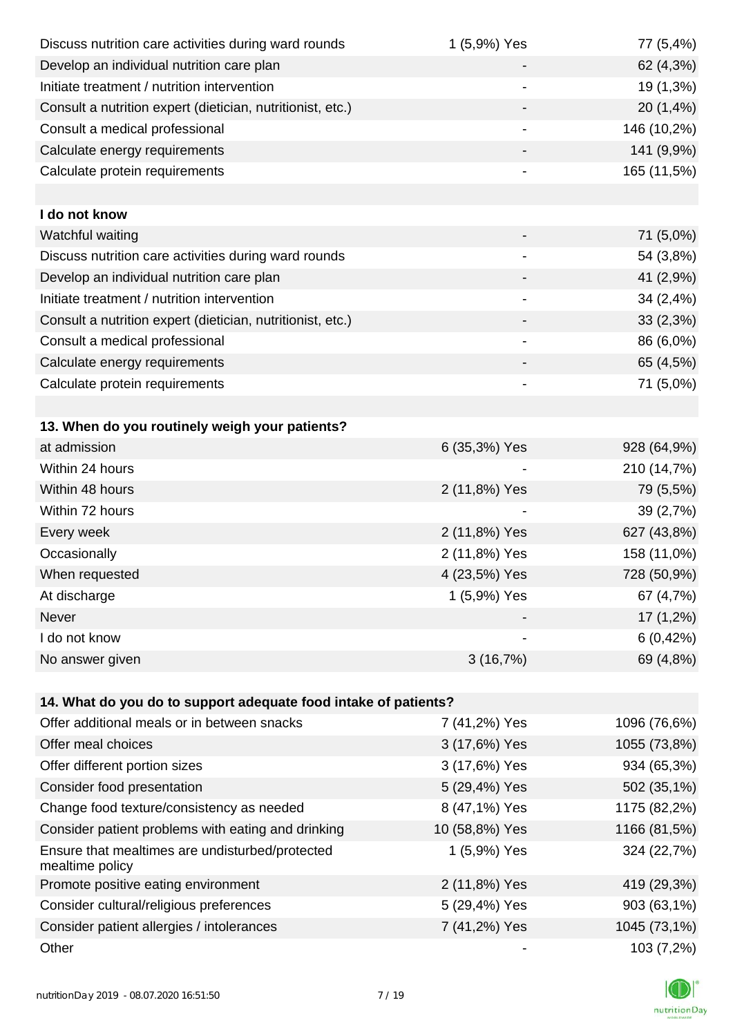| | | |
|---|---|---|
| Discuss nutrition care activities during ward rounds | 1 (5,9%) Yes | 77 (5,4%) |
| Develop an individual nutrition care plan | - | 62 (4,3%) |
| Initiate treatment / nutrition intervention | - | 19 (1,3%) |
| Consult a nutrition expert (dietician, nutritionist, etc.) | - | 20 (1,4%) |
| Consult a medical professional | - | 146 (10,2%) |
| Calculate energy requirements | - | 141 (9,9%) |
| Calculate protein requirements | - | 165 (11,5%) |
| | | |
| **I do not know** | | |
| Watchful waiting | - | 71 (5,0%) |
| Discuss nutrition care activities during ward rounds | - | 54 (3,8%) |
| Develop an individual nutrition care plan | - | 41 (2,9%) |
| Initiate treatment / nutrition intervention | - | 34 (2,4%) |
| Consult a nutrition expert (dietician, nutritionist, etc.) | - | 33 (2,3%) |
| Consult a medical professional | - | 86 (6,0%) |
| Calculate energy requirements | - | 65 (4,5%) |
| Calculate protein requirements | - | 71 (5,0%) |

| **13. When do you routinely weigh your patients?** | | |
|---|---|---|
| at admission | 6 (35,3%) Yes | 928 (64,9%) |
| Within 24 hours | - | 210 (14,7%) |
| Within 48 hours | 2 (11,8%) Yes | 79 (5,5%) |
| Within 72 hours | - | 39 (2,7%) |
| Every week | 2 (11,8%) Yes | 627 (43,8%) |
| Occasionally | 2 (11,8%) Yes | 158 (11,0%) |
| When requested | 4 (23,5%) Yes | 728 (50,9%) |
| At discharge | 1 (5,9%) Yes | 67 (4,7%) |
| Never | - | 17 (1,2%) |
| I do not know | - | 6 (0,42%) |
| No answer given | 3 (16,7%) | 69 (4,8%) |

| **14. What do you do to support adequate food intake of patients?** | | |
|---|---|---|
| Offer additional meals or in between snacks | 7 (41,2%) Yes | 1096 (76,6%) |
| Offer meal choices | 3 (17,6%) Yes | 1055 (73,8%) |
| Offer different portion sizes | 3 (17,6%) Yes | 934 (65,3%) |
| Consider food presentation | 5 (29,4%) Yes | 502 (35,1%) |
| Change food texture/consistency as needed | 8 (47,1%) Yes | 1175 (82,2%) |
| Consider patient problems with eating and drinking | 10 (58,8%) Yes | 1166 (81,5%) |
| Ensure that mealtimes are undisturbed/protected mealtime policy | 1 (5,9%) Yes | 324 (22,7%) |
| Promote positive eating environment | 2 (11,8%) Yes | 419 (29,3%) |
| Consider cultural/religious preferences | 5 (29,4%) Yes | 903 (63,1%) |
| Consider patient allergies / intolerances | 7 (41,2%) Yes | 1045 (73,1%) |
| Other | - | 103 (7,2%) |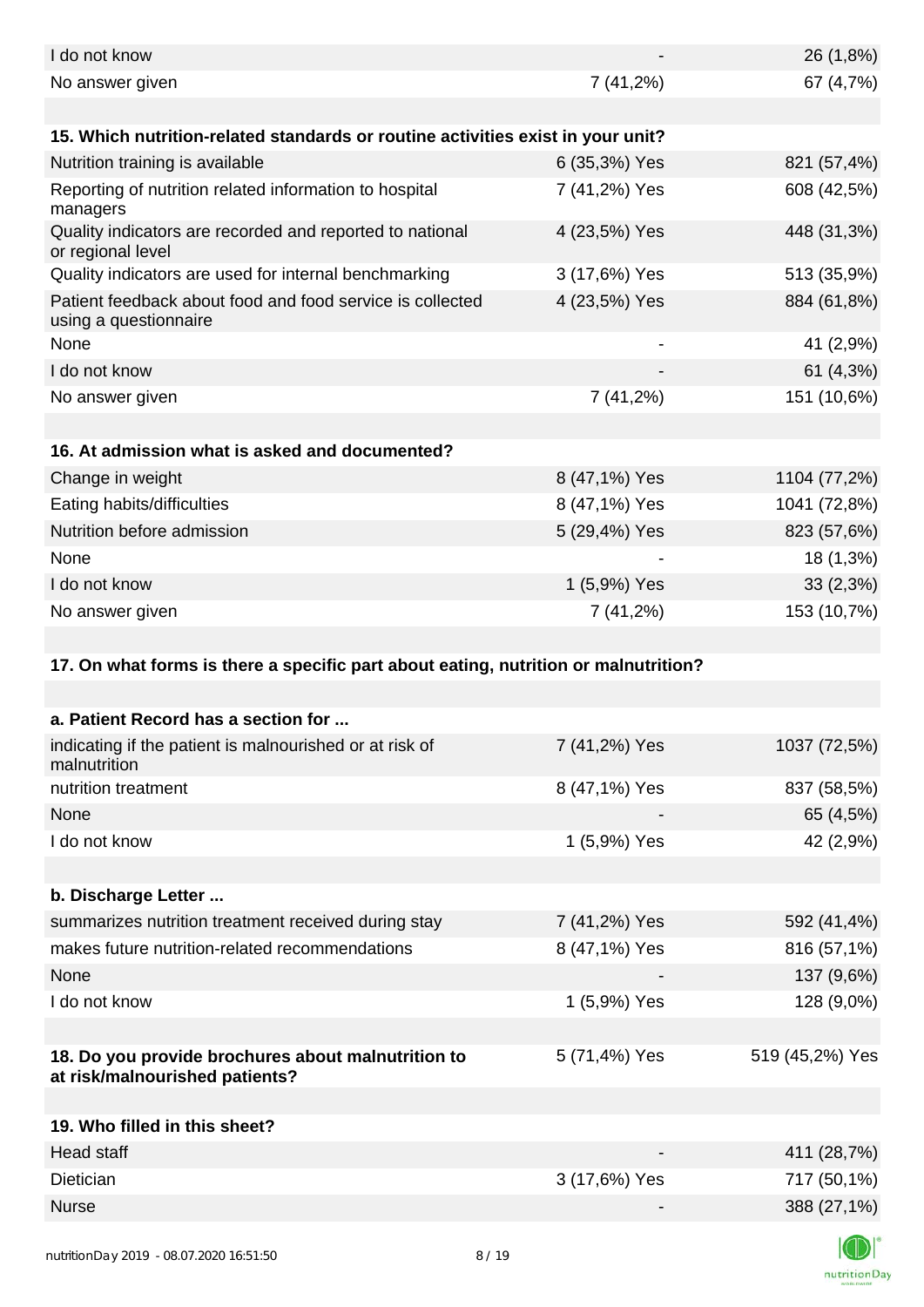| | | |
|---|---|---|
| I do not know | - | 26 (1,8%) |
| No answer given | 7 (41,2%) | 67 (4,7%) |

| **15. Which nutrition-related standards or routine activities exist in your unit?** | | |
|---|---|---|
| Nutrition training is available | 6 (35,3%) Yes | 821 (57,4%) |
| Reporting of nutrition related information to hospital managers | 7 (41,2%) Yes | 608 (42,5%) |
| Quality indicators are recorded and reported to national or regional level | 4 (23,5%) Yes | 448 (31,3%) |
| Quality indicators are used for internal benchmarking | 3 (17,6%) Yes | 513 (35,9%) |
| Patient feedback about food and food service is collected using a questionnaire | 4 (23,5%) Yes | 884 (61,8%) |
| None | - | 41 (2,9%) |
| I do not know | - | 61 (4,3%) |
| No answer given | 7 (41,2%) | 151 (10,6%) |

| **16. At admission what is asked and documented?** | | |
|---|---|---|
| Change in weight | 8 (47,1%) Yes | 1104 (77,2%) |
| Eating habits/difficulties | 8 (47,1%) Yes | 1041 (72,8%) |
| Nutrition before admission | 5 (29,4%) Yes | 823 (57,6%) |
| None | - | 18 (1,3%) |
| I do not know | 1 (5,9%) Yes | 33 (2,3%) |
| No answer given | 7 (41,2%) | 153 (10,7%) |

**17. On what forms is there a specific part about eating, nutrition or malnutrition?**

| **a. Patient Record has a section for ...** | | |
|---|---|---|
| indicating if the patient is malnourished or at risk of malnutrition | 7 (41,2%) Yes | 1037 (72,5%) |
| nutrition treatment | 8 (47,1%) Yes | 837 (58,5%) |
| None | - | 65 (4,5%) |
| I do not know | 1 (5,9%) Yes | 42 (2,9%) |

| **b. Discharge Letter ...** | | |
|---|---|---|
| summarizes nutrition treatment received during stay | 7 (41,2%) Yes | 592 (41,4%) |
| makes future nutrition-related recommendations | 8 (47,1%) Yes | 816 (57,1%) |
| None | - | 137 (9,6%) |
| I do not know | 1 (5,9%) Yes | 128 (9,0%) |

| | | |
|---|---|---|
| **18. Do you provide brochures about malnutrition to at risk/malnourished patients?** | 5 (71,4%) Yes | 519 (45,2%) Yes |

| **19. Who filled in this sheet?** | | |
|---|---|---|
| Head staff | - | 411 (28,7%) |
| Dietician | 3 (17,6%) Yes | 717 (50,1%) |
| Nurse | - | 388 (27,1%) |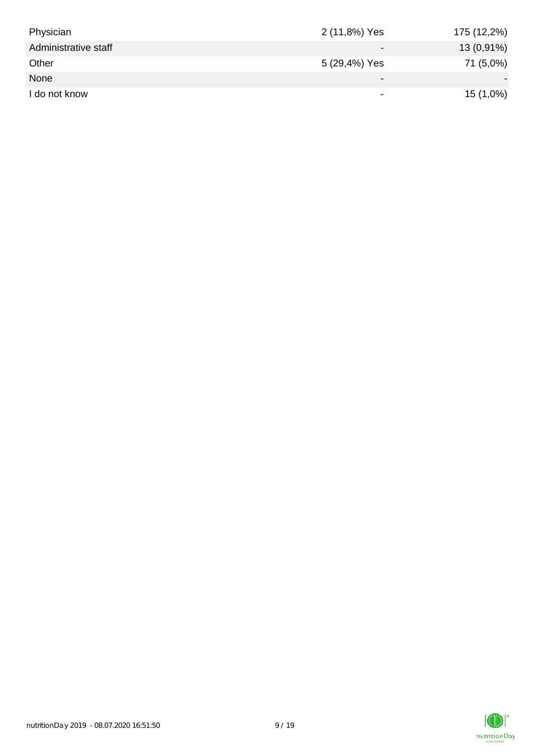| | | |
|---|---|---|
| Physician | 2 (11,8%) Yes | 175 (12,2%) |
| Administrative staff | - | 13 (0,91%) |
| Other | 5 (29,4%) Yes | 71 (5,0%) |
| None | - | - |
| I do not know | - | 15 (1,0%) |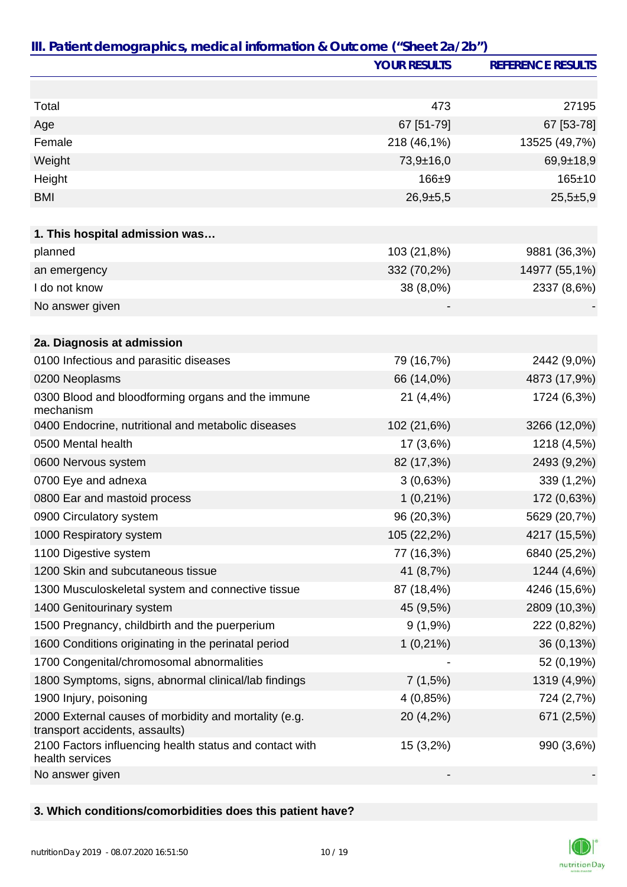## III. Patient demographics, medical information & Outcome ("Sheet 2a/2b")

| | YOUR RESULTS | REFERENCE RESULTS |
|---|---|---|
| | | |
| Total | 473 | 27195 |
| Age | 67 [51-79] | 67 [53-78] |
| Female | 218 (46,1%) | 13525 (49,7%) |
| Weight | 73,9±16,0 | 69,9±18,9 |
| Height | 166±9 | 165±10 |
| BMI | 26,9±5,5 | 25,5±5,9 |
| | | |
| **1. This hospital admission was…** | | |
| planned | 103 (21,8%) | 9881 (36,3%) |
| an emergency | 332 (70,2%) | 14977 (55,1%) |
| I do not know | 38 (8,0%) | 2337 (8,6%) |
| No answer given | - | - |
| | | |
| **2a. Diagnosis at admission** | | |
| 0100 Infectious and parasitic diseases | 79 (16,7%) | 2442 (9,0%) |
| 0200 Neoplasms | 66 (14,0%) | 4873 (17,9%) |
| 0300 Blood and bloodforming organs and the immune mechanism | 21 (4,4%) | 1724 (6,3%) |
| 0400 Endocrine, nutritional and metabolic diseases | 102 (21,6%) | 3266 (12,0%) |
| 0500 Mental health | 17 (3,6%) | 1218 (4,5%) |
| 0600 Nervous system | 82 (17,3%) | 2493 (9,2%) |
| 0700 Eye and adnexa | 3 (0,63%) | 339 (1,2%) |
| 0800 Ear and mastoid process | 1 (0,21%) | 172 (0,63%) |
| 0900 Circulatory system | 96 (20,3%) | 5629 (20,7%) |
| 1000 Respiratory system | 105 (22,2%) | 4217 (15,5%) |
| 1100 Digestive system | 77 (16,3%) | 6840 (25,2%) |
| 1200 Skin and subcutaneous tissue | 41 (8,7%) | 1244 (4,6%) |
| 1300 Musculoskeletal system and connective tissue | 87 (18,4%) | 4246 (15,6%) |
| 1400 Genitourinary system | 45 (9,5%) | 2809 (10,3%) |
| 1500 Pregnancy, childbirth and the puerperium | 9 (1,9%) | 222 (0,82%) |
| 1600 Conditions originating in the perinatal period | 1 (0,21%) | 36 (0,13%) |
| 1700 Congenital/chromosomal abnormalities | - | 52 (0,19%) |
| 1800 Symptoms, signs, abnormal clinical/lab findings | 7 (1,5%) | 1319 (4,9%) |
| 1900 Injury, poisoning | 4 (0,85%) | 724 (2,7%) |
| 2000 External causes of morbidity and mortality (e.g. transport accidents, assaults) | 20 (4,2%) | 671 (2,5%) |
| 2100 Factors influencing health status and contact with health services | 15 (3,2%) | 990 (3,6%) |
| No answer given | - | - |
| | | |
| **3. Which conditions/comorbidities does this patient have?** | | |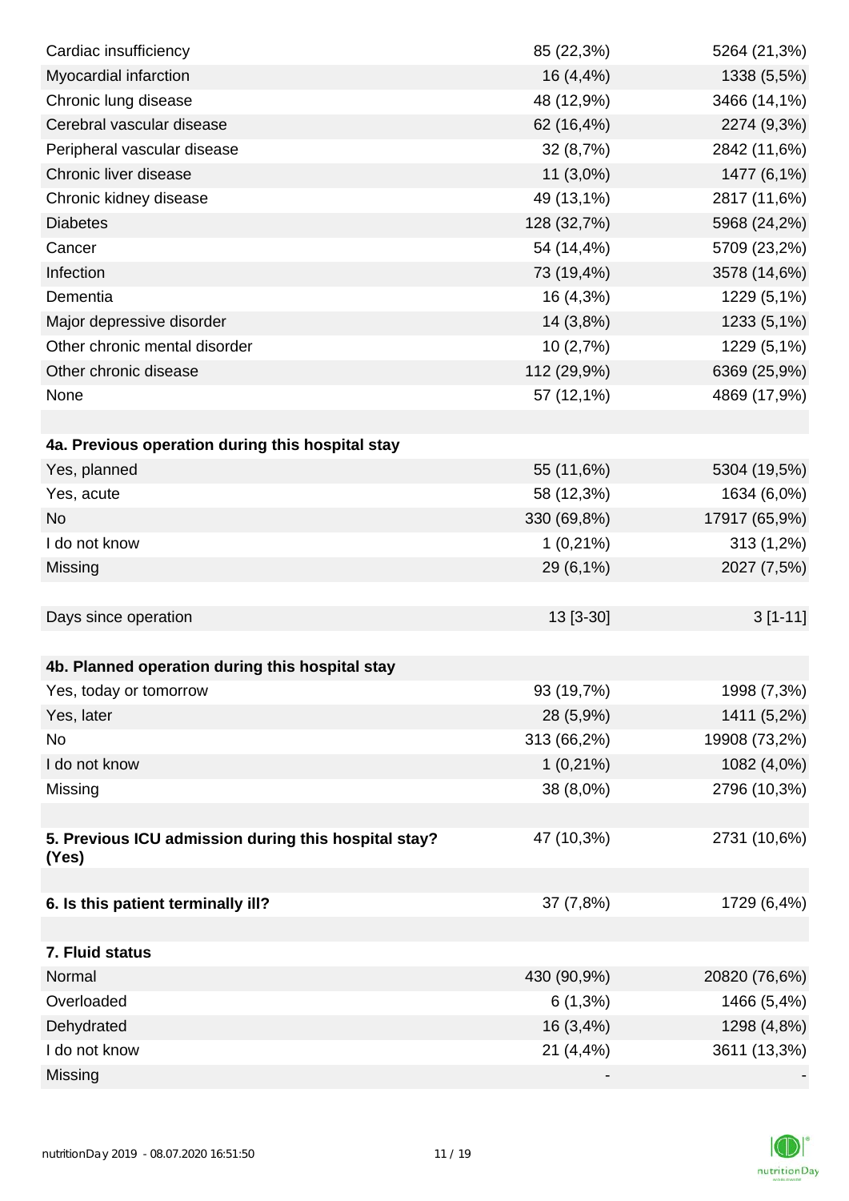| | | |
|---|---|---|
| Cardiac insufficiency | 85 (22,3%) | 5264 (21,3%) |
| Myocardial infarction | 16 (4,4%) | 1338 (5,5%) |
| Chronic lung disease | 48 (12,9%) | 3466 (14,1%) |
| Cerebral vascular disease | 62 (16,4%) | 2274 (9,3%) |
| Peripheral vascular disease | 32 (8,7%) | 2842 (11,6%) |
| Chronic liver disease | 11 (3,0%) | 1477 (6,1%) |
| Chronic kidney disease | 49 (13,1%) | 2817 (11,6%) |
| Diabetes | 128 (32,7%) | 5968 (24,2%) |
| Cancer | 54 (14,4%) | 5709 (23,2%) |
| Infection | 73 (19,4%) | 3578 (14,6%) |
| Dementia | 16 (4,3%) | 1229 (5,1%) |
| Major depressive disorder | 14 (3,8%) | 1233 (5,1%) |
| Other chronic mental disorder | 10 (2,7%) | 1229 (5,1%) |
| Other chronic disease | 112 (29,9%) | 6369 (25,9%) |
| None | 57 (12,1%) | 4869 (17,9%) |
| | | |
| **4a. Previous operation during this hospital stay** | | |
| Yes, planned | 55 (11,6%) | 5304 (19,5%) |
| Yes, acute | 58 (12,3%) | 1634 (6,0%) |
| No | 330 (69,8%) | 17917 (65,9%) |
| I do not know | 1 (0,21%) | 313 (1,2%) |
| Missing | 29 (6,1%) | 2027 (7,5%) |
| | | |
| Days since operation | 13 [3-30] | 3 [1-11] |
| | | |
| **4b. Planned operation during this hospital stay** | | |
| Yes, today or tomorrow | 93 (19,7%) | 1998 (7,3%) |
| Yes, later | 28 (5,9%) | 1411 (5,2%) |
| No | 313 (66,2%) | 19908 (73,2%) |
| I do not know | 1 (0,21%) | 1082 (4,0%) |
| Missing | 38 (8,0%) | 2796 (10,3%) |
| | | |
| **5. Previous ICU admission during this hospital stay? (Yes)** | 47 (10,3%) | 2731 (10,6%) |
| | | |
| **6. Is this patient terminally ill?** | 37 (7,8%) | 1729 (6,4%) |
| | | |
| **7. Fluid status** | | |
| Normal | 430 (90,9%) | 20820 (76,6%) |
| Overloaded | 6 (1,3%) | 1466 (5,4%) |
| Dehydrated | 16 (3,4%) | 1298 (4,8%) |
| I do not know | 21 (4,4%) | 3611 (13,3%) |
| Missing | - | - |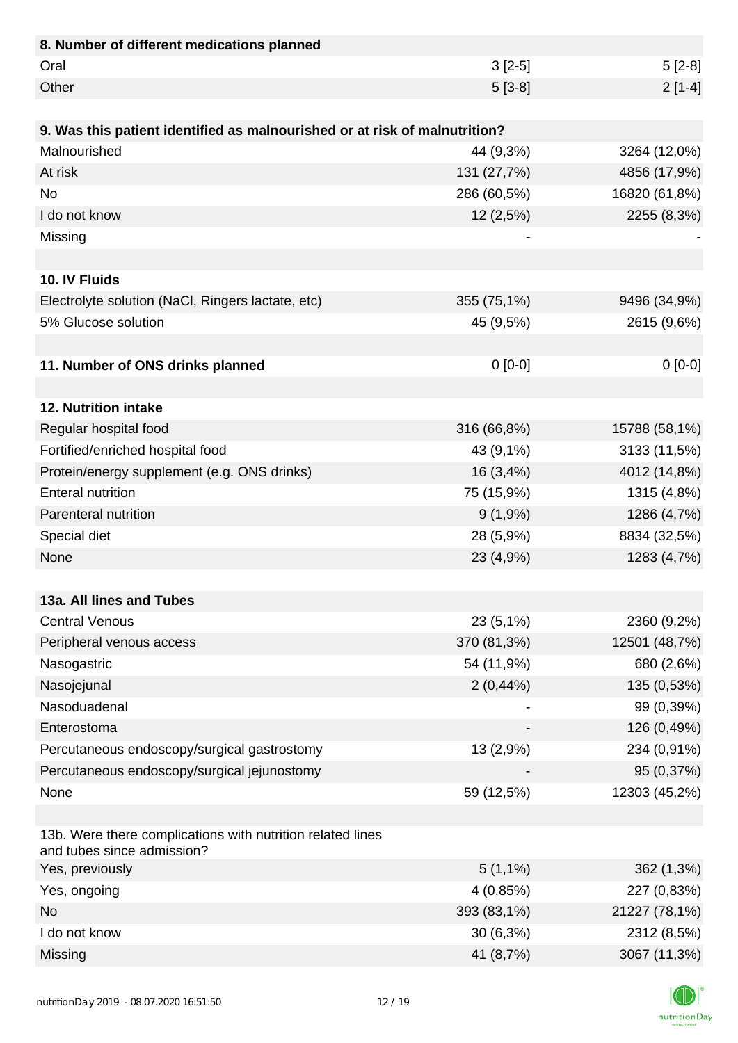| **8. Number of different medications planned** | | |
|---|---|---|
| Oral | 3 [2-5] | 5 [2-8] |
| Other | 5 [3-8] | 2 [1-4] |
| | | |
| **9. Was this patient identified as malnourished or at risk of malnutrition?** | | |
| Malnourished | 44 (9,3%) | 3264 (12,0%) |
| At risk | 131 (27,7%) | 4856 (17,9%) |
| No | 286 (60,5%) | 16820 (61,8%) |
| I do not know | 12 (2,5%) | 2255 (8,3%) |
| Missing | - | - |
| | | |
| **10. IV Fluids** | | |
| Electrolyte solution (NaCl, Ringers lactate, etc) | 355 (75,1%) | 9496 (34,9%) |
| 5% Glucose solution | 45 (9,5%) | 2615 (9,6%) |
| | | |
| **11. Number of ONS drinks planned** | 0 [0-0] | 0 [0-0] |
| | | |
| **12. Nutrition intake** | | |
| Regular hospital food | 316 (66,8%) | 15788 (58,1%) |
| Fortified/enriched hospital food | 43 (9,1%) | 3133 (11,5%) |
| Protein/energy supplement (e.g. ONS drinks) | 16 (3,4%) | 4012 (14,8%) |
| Enteral nutrition | 75 (15,9%) | 1315 (4,8%) |
| Parenteral nutrition | 9 (1,9%) | 1286 (4,7%) |
| Special diet | 28 (5,9%) | 8834 (32,5%) |
| None | 23 (4,9%) | 1283 (4,7%) |
| | | |
| **13a. All lines and Tubes** | | |
| Central Venous | 23 (5,1%) | 2360 (9,2%) |
| Peripheral venous access | 370 (81,3%) | 12501 (48,7%) |
| Nasogastric | 54 (11,9%) | 680 (2,6%) |
| Nasojejunal | 2 (0,44%) | 135 (0,53%) |
| Nasoduadenal | - | 99 (0,39%) |
| Enterostoma | - | 126 (0,49%) |
| Percutaneous endoscopy/surgical gastrostomy | 13 (2,9%) | 234 (0,91%) |
| Percutaneous endoscopy/surgical jejunostomy | - | 95 (0,37%) |
| None | 59 (12,5%) | 12303 (45,2%) |
| | | |
| 13b. Were there complications with nutrition related lines and tubes since admission? | | |
| Yes, previously | 5 (1,1%) | 362 (1,3%) |
| Yes, ongoing | 4 (0,85%) | 227 (0,83%) |
| No | 393 (83,1%) | 21227 (78,1%) |
| I do not know | 30 (6,3%) | 2312 (8,5%) |
| Missing | 41 (8,7%) | 3067 (11,3%) |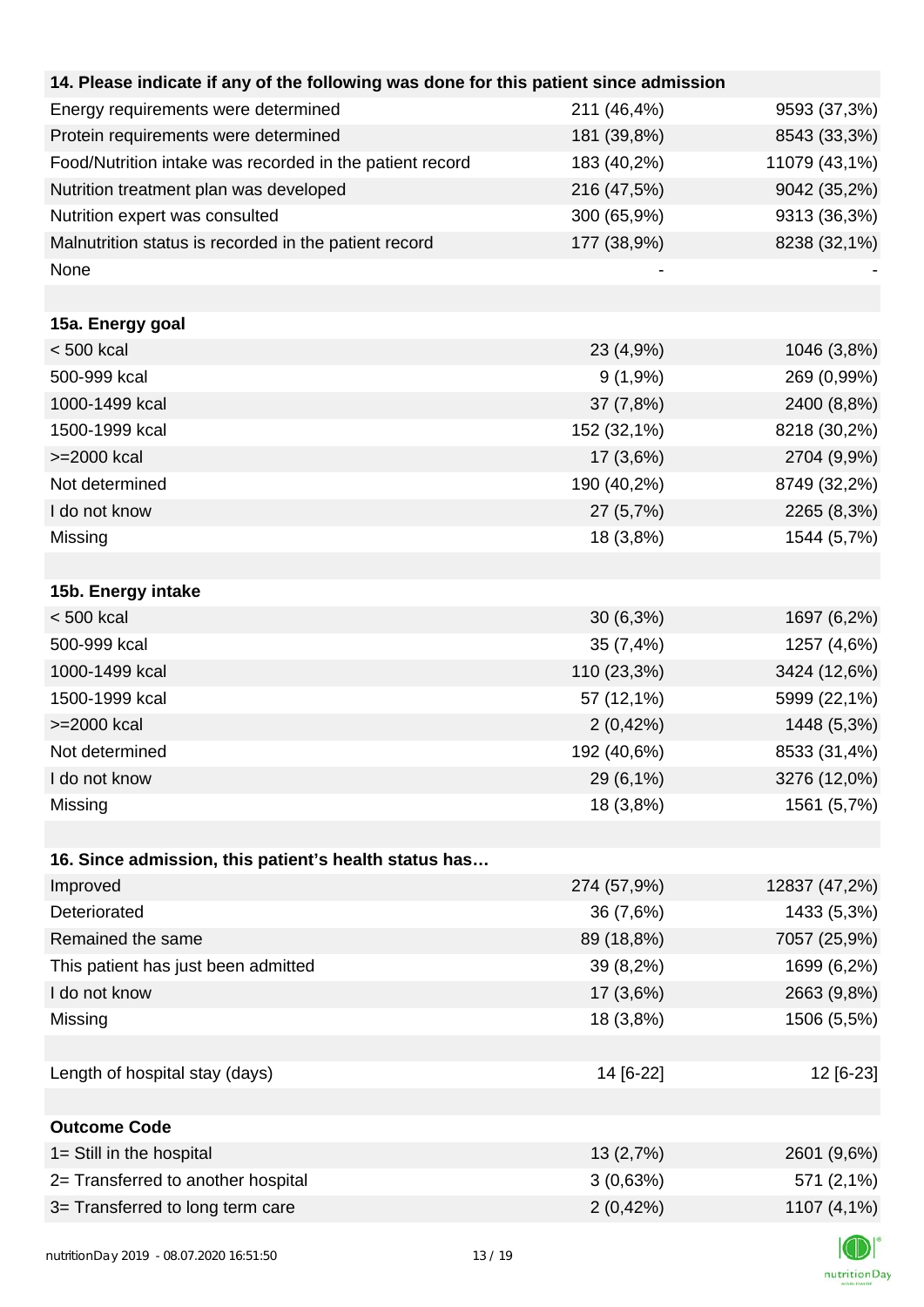| 14. Please indicate if any of the following was done for this patient since admission | | |
|---|---|---|
| Energy requirements were determined | 211 (46,4%) | 9593 (37,3%) |
| Protein requirements were determined | 181 (39,8%) | 8543 (33,3%) |
| Food/Nutrition intake was recorded in the patient record | 183 (40,2%) | 11079 (43,1%) |
| Nutrition treatment plan was developed | 216 (47,5%) | 9042 (35,2%) |
| Nutrition expert was consulted | 300 (65,9%) | 9313 (36,3%) |
| Malnutrition status is recorded in the patient record | 177 (38,9%) | 8238 (32,1%) |
| None | - | - |
| | | |
| **15a. Energy goal** | | |
| < 500 kcal | 23 (4,9%) | 1046 (3,8%) |
| 500-999 kcal | 9 (1,9%) | 269 (0,99%) |
| 1000-1499 kcal | 37 (7,8%) | 2400 (8,8%) |
| 1500-1999 kcal | 152 (32,1%) | 8218 (30,2%) |
| >=2000 kcal | 17 (3,6%) | 2704 (9,9%) |
| Not determined | 190 (40,2%) | 8749 (32,2%) |
| I do not know | 27 (5,7%) | 2265 (8,3%) |
| Missing | 18 (3,8%) | 1544 (5,7%) |
| | | |
| **15b. Energy intake** | | |
| < 500 kcal | 30 (6,3%) | 1697 (6,2%) |
| 500-999 kcal | 35 (7,4%) | 1257 (4,6%) |
| 1000-1499 kcal | 110 (23,3%) | 3424 (12,6%) |
| 1500-1999 kcal | 57 (12,1%) | 5999 (22,1%) |
| >=2000 kcal | 2 (0,42%) | 1448 (5,3%) |
| Not determined | 192 (40,6%) | 8533 (31,4%) |
| I do not know | 29 (6,1%) | 3276 (12,0%) |
| Missing | 18 (3,8%) | 1561 (5,7%) |
| | | |
| **16. Since admission, this patient's health status has…** | | |
| Improved | 274 (57,9%) | 12837 (47,2%) |
| Deteriorated | 36 (7,6%) | 1433 (5,3%) |
| Remained the same | 89 (18,8%) | 7057 (25,9%) |
| This patient has just been admitted | 39 (8,2%) | 1699 (6,2%) |
| I do not know | 17 (3,6%) | 2663 (9,8%) |
| Missing | 18 (3,8%) | 1506 (5,5%) |
| | | |
| Length of hospital stay (days) | 14 [6-22] | 12 [6-23] |
| | | |
| **Outcome Code** | | |
| 1= Still in the hospital | 13 (2,7%) | 2601 (9,6%) |
| 2= Transferred to another hospital | 3 (0,63%) | 571 (2,1%) |
| 3= Transferred to long term care | 2 (0,42%) | 1107 (4,1%) |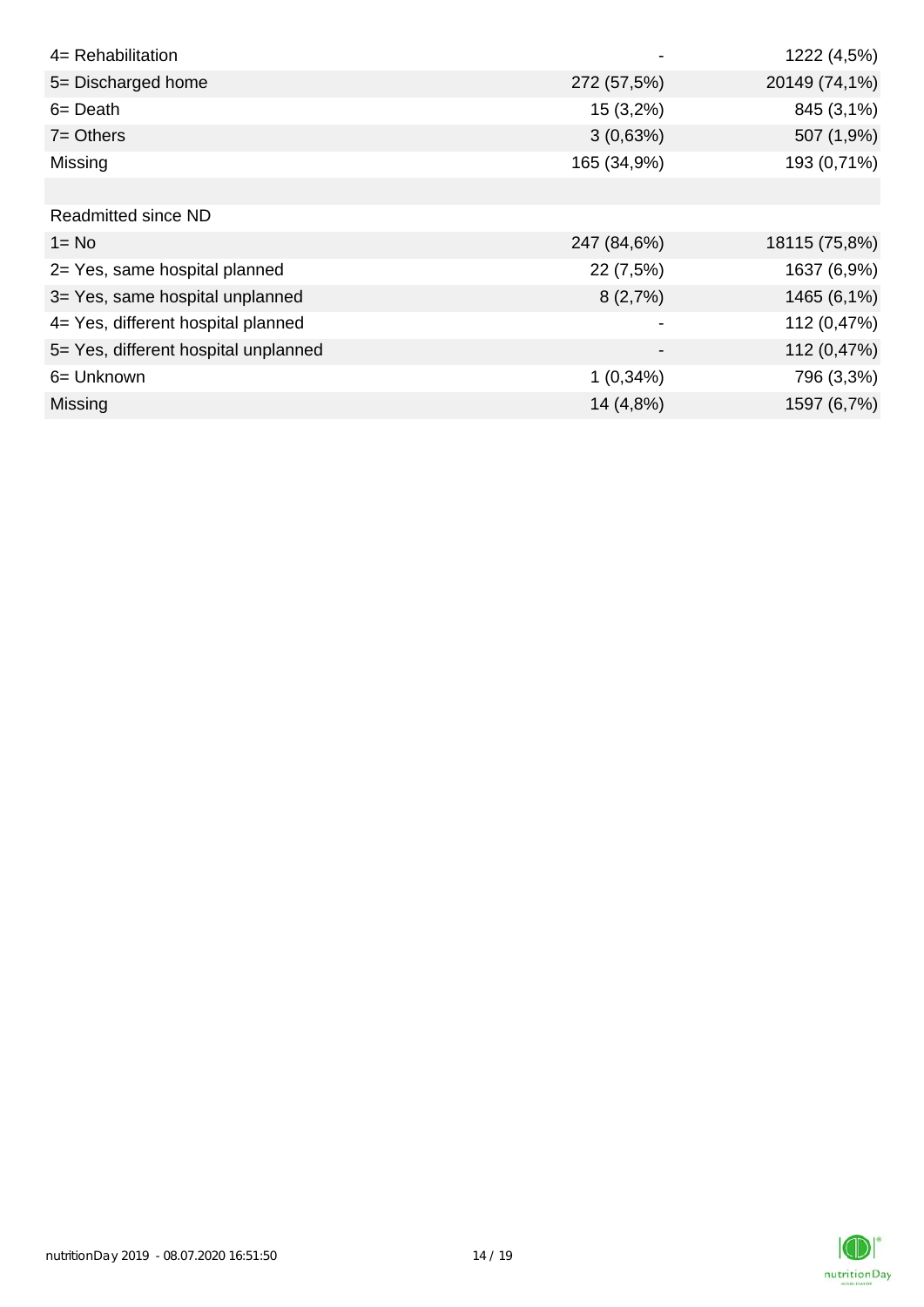| | | |
|---|---|---|
| 4= Rehabilitation | - | 1222 (4,5%) |
| 5= Discharged home | 272 (57,5%) | 20149 (74,1%) |
| 6= Death | 15 (3,2%) | 845 (3,1%) |
| 7= Others | 3 (0,63%) | 507 (1,9%) |
| Missing | 165 (34,9%) | 193 (0,71%) |
| | | |
| Readmitted since ND | | |
| 1= No | 247 (84,6%) | 18115 (75,8%) |
| 2= Yes, same hospital planned | 22 (7,5%) | 1637 (6,9%) |
| 3= Yes, same hospital unplanned | 8 (2,7%) | 1465 (6,1%) |
| 4= Yes, different hospital planned | - | 112 (0,47%) |
| 5= Yes, different hospital unplanned | - | 112 (0,47%) |
| 6= Unknown | 1 (0,34%) | 796 (3,3%) |
| Missing | 14 (4,8%) | 1597 (6,7%) |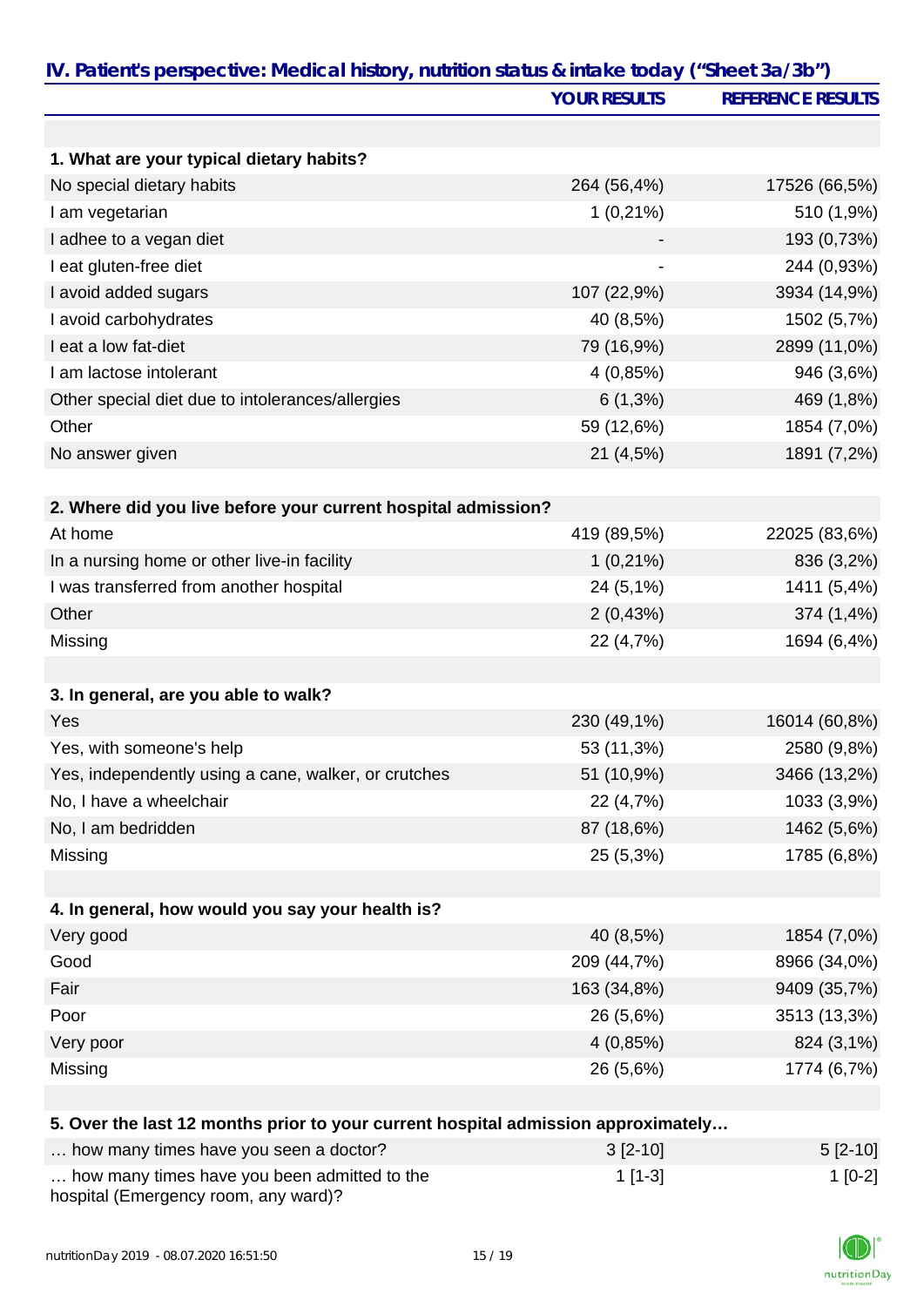## IV. Patient's perspective: Medical history, nutrition status & intake today ("Sheet 3a/3b")

| | YOUR RESULTS | REFERENCE RESULTS |
|---|---|---|
| **1. What are your typical dietary habits?** | | |
| No special dietary habits | 264 (56,4%) | 17526 (66,5%) |
| I am vegetarian | 1 (0,21%) | 510 (1,9%) |
| I adhee to a vegan diet | - | 193 (0,73%) |
| I eat gluten-free diet | - | 244 (0,93%) |
| I avoid added sugars | 107 (22,9%) | 3934 (14,9%) |
| I avoid carbohydrates | 40 (8,5%) | 1502 (5,7%) |
| I eat a low fat-diet | 79 (16,9%) | 2899 (11,0%) |
| I am lactose intolerant | 4 (0,85%) | 946 (3,6%) |
| Other special diet due to intolerances/allergies | 6 (1,3%) | 469 (1,8%) |
| Other | 59 (12,6%) | 1854 (7,0%) |
| No answer given | 21 (4,5%) | 1891 (7,2%) |
| **2. Where did you live before your current hospital admission?** | | |
| At home | 419 (89,5%) | 22025 (83,6%) |
| In a nursing home or other live-in facility | 1 (0,21%) | 836 (3,2%) |
| I was transferred from another hospital | 24 (5,1%) | 1411 (5,4%) |
| Other | 2 (0,43%) | 374 (1,4%) |
| Missing | 22 (4,7%) | 1694 (6,4%) |
| **3. In general, are you able to walk?** | | |
| Yes | 230 (49,1%) | 16014 (60,8%) |
| Yes, with someone's help | 53 (11,3%) | 2580 (9,8%) |
| Yes, independently using a cane, walker, or crutches | 51 (10,9%) | 3466 (13,2%) |
| No, I have a wheelchair | 22 (4,7%) | 1033 (3,9%) |
| No, I am bedridden | 87 (18,6%) | 1462 (5,6%) |
| Missing | 25 (5,3%) | 1785 (6,8%) |
| **4. In general, how would you say your health is?** | | |
| Very good | 40 (8,5%) | 1854 (7,0%) |
| Good | 209 (44,7%) | 8966 (34,0%) |
| Fair | 163 (34,8%) | 9409 (35,7%) |
| Poor | 26 (5,6%) | 3513 (13,3%) |
| Very poor | 4 (0,85%) | 824 (3,1%) |
| Missing | 26 (5,6%) | 1774 (6,7%) |
| **5. Over the last 12 months prior to your current hospital admission approximately…** | | |
| … how many times have you seen a doctor? | 3 [2-10] | 5 [2-10] |
| … how many times have you been admitted to the hospital (Emergency room, any ward)? | 1 [1-3] | 1 [0-2] |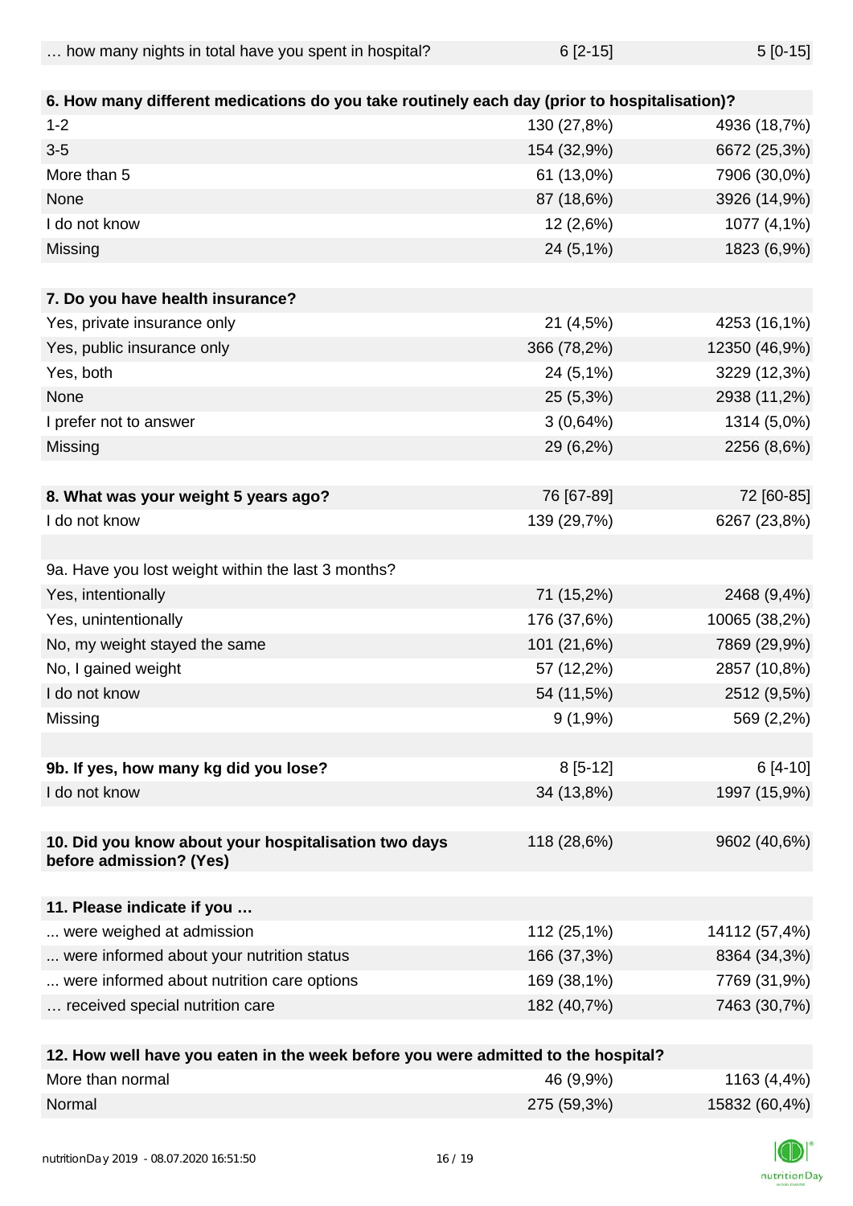| … how many nights in total have you spent in hospital? | 6 [2-15] | 5 [0-15] |
|---|---|---|
| | | |
| **6. How many different medications do you take routinely each day (prior to hospitalisation)?** | | |
| 1-2 | 130 (27,8%) | 4936 (18,7%) |
| 3-5 | 154 (32,9%) | 6672 (25,3%) |
| More than 5 | 61 (13,0%) | 7906 (30,0%) |
| None | 87 (18,6%) | 3926 (14,9%) |
| I do not know | 12 (2,6%) | 1077 (4,1%) |
| Missing | 24 (5,1%) | 1823 (6,9%) |
| | | |
| **7. Do you have health insurance?** | | |
| Yes, private insurance only | 21 (4,5%) | 4253 (16,1%) |
| Yes, public insurance only | 366 (78,2%) | 12350 (46,9%) |
| Yes, both | 24 (5,1%) | 3229 (12,3%) |
| None | 25 (5,3%) | 2938 (11,2%) |
| I prefer not to answer | 3 (0,64%) | 1314 (5,0%) |
| Missing | 29 (6,2%) | 2256 (8,6%) |
| | | |
| **8. What was your weight 5 years ago?** | 76 [67-89] | 72 [60-85] |
| I do not know | 139 (29,7%) | 6267 (23,8%) |
| | | |
| 9a. Have you lost weight within the last 3 months? | | |
| Yes, intentionally | 71 (15,2%) | 2468 (9,4%) |
| Yes, unintentionally | 176 (37,6%) | 10065 (38,2%) |
| No, my weight stayed the same | 101 (21,6%) | 7869 (29,9%) |
| No, I gained weight | 57 (12,2%) | 2857 (10,8%) |
| I do not know | 54 (11,5%) | 2512 (9,5%) |
| Missing | 9 (1,9%) | 569 (2,2%) |
| | | |
| **9b. If yes, how many kg did you lose?** | 8 [5-12] | 6 [4-10] |
| I do not know | 34 (13,8%) | 1997 (15,9%) |
| | | |
| **10. Did you know about your hospitalisation two days before admission? (Yes)** | 118 (28,6%) | 9602 (40,6%) |
| | | |
| **11. Please indicate if you …** | | |
| ... were weighed at admission | 112 (25,1%) | 14112 (57,4%) |
| ... were informed about your nutrition status | 166 (37,3%) | 8364 (34,3%) |
| ... were informed about nutrition care options | 169 (38,1%) | 7769 (31,9%) |
| … received special nutrition care | 182 (40,7%) | 7463 (30,7%) |
| | | |
| **12. How well have you eaten in the week before you were admitted to the hospital?** | | |
| More than normal | 46 (9,9%) | 1163 (4,4%) |
| Normal | 275 (59,3%) | 15832 (60,4%) |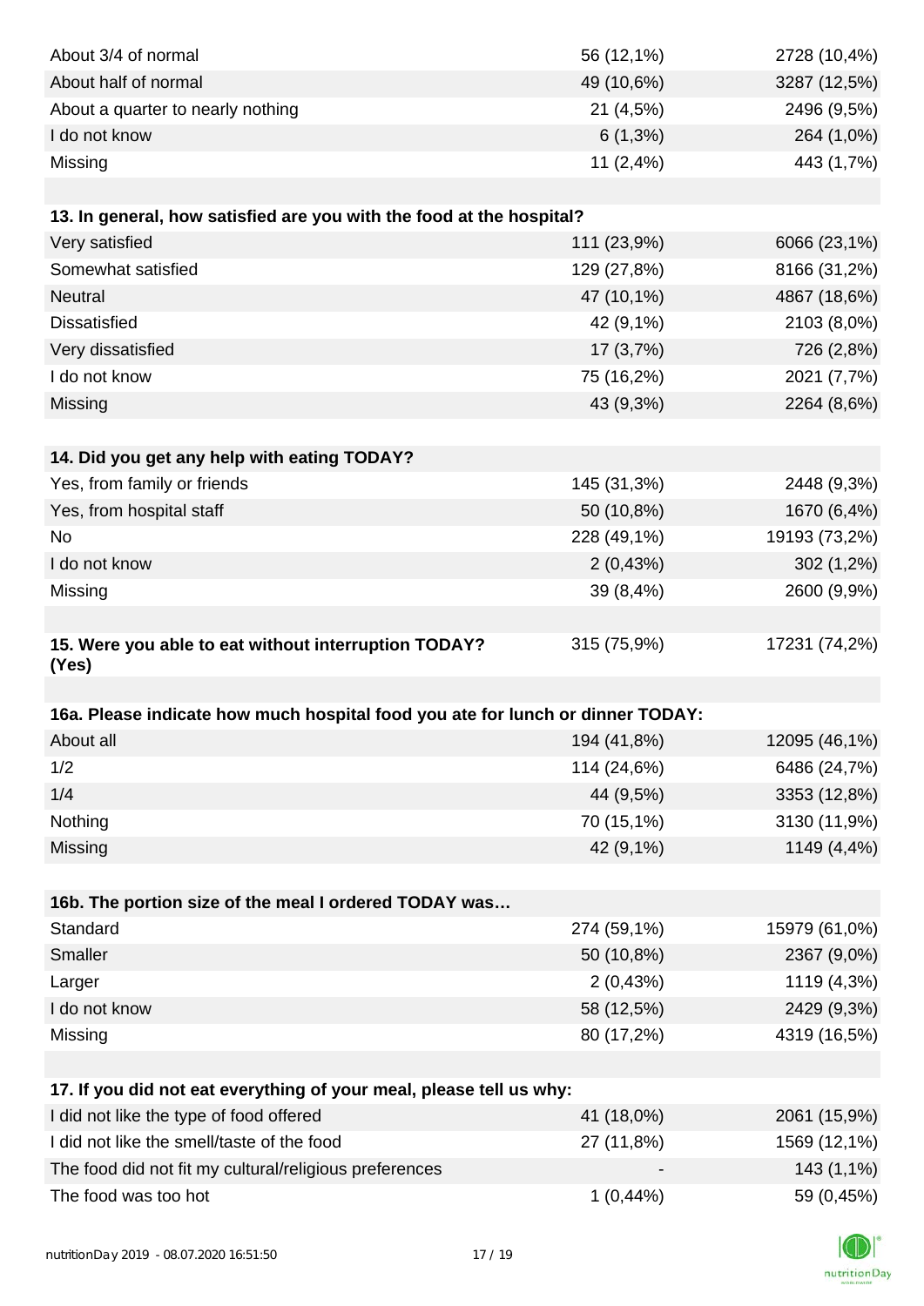| | | |
|---|---|---|
| About 3/4 of normal | 56 (12,1%) | 2728 (10,4%) |
| About half of normal | 49 (10,6%) | 3287 (12,5%) |
| About a quarter to nearly nothing | 21 (4,5%) | 2496 (9,5%) |
| I do not know | 6 (1,3%) | 264 (1,0%) |
| Missing | 11 (2,4%) | 443 (1,7%) |

| **13. In general, how satisfied are you with the food at the hospital?** | | |
|---|---|---|
| Very satisfied | 111 (23,9%) | 6066 (23,1%) |
| Somewhat satisfied | 129 (27,8%) | 8166 (31,2%) |
| Neutral | 47 (10,1%) | 4867 (18,6%) |
| Dissatisfied | 42 (9,1%) | 2103 (8,0%) |
| Very dissatisfied | 17 (3,7%) | 726 (2,8%) |
| I do not know | 75 (16,2%) | 2021 (7,7%) |
| Missing | 43 (9,3%) | 2264 (8,6%) |

| **14. Did you get any help with eating TODAY?** | | |
|---|---|---|
| Yes, from family or friends | 145 (31,3%) | 2448 (9,3%) |
| Yes, from hospital staff | 50 (10,8%) | 1670 (6,4%) |
| No | 228 (49,1%) | 19193 (73,2%) |
| I do not know | 2 (0,43%) | 302 (1,2%) |
| Missing | 39 (8,4%) | 2600 (9,9%) |

| **15. Were you able to eat without interruption TODAY? (Yes)** | 315 (75,9%) | 17231 (74,2%) |
|---|---|---|

| **16a. Please indicate how much hospital food you ate for lunch or dinner TODAY:** | | |
|---|---|---|
| About all | 194 (41,8%) | 12095 (46,1%) |
| 1/2 | 114 (24,6%) | 6486 (24,7%) |
| 1/4 | 44 (9,5%) | 3353 (12,8%) |
| Nothing | 70 (15,1%) | 3130 (11,9%) |
| Missing | 42 (9,1%) | 1149 (4,4%) |

| **16b. The portion size of the meal I ordered TODAY was…** | | |
|---|---|---|
| Standard | 274 (59,1%) | 15979 (61,0%) |
| Smaller | 50 (10,8%) | 2367 (9,0%) |
| Larger | 2 (0,43%) | 1119 (4,3%) |
| I do not know | 58 (12,5%) | 2429 (9,3%) |
| Missing | 80 (17,2%) | 4319 (16,5%) |

| **17. If you did not eat everything of your meal, please tell us why:** | | |
|---|---|---|
| I did not like the type of food offered | 41 (18,0%) | 2061 (15,9%) |
| I did not like the smell/taste of the food | 27 (11,8%) | 1569 (12,1%) |
| The food did not fit my cultural/religious preferences | - | 143 (1,1%) |
| The food was too hot | 1 (0,44%) | 59 (0,45%) |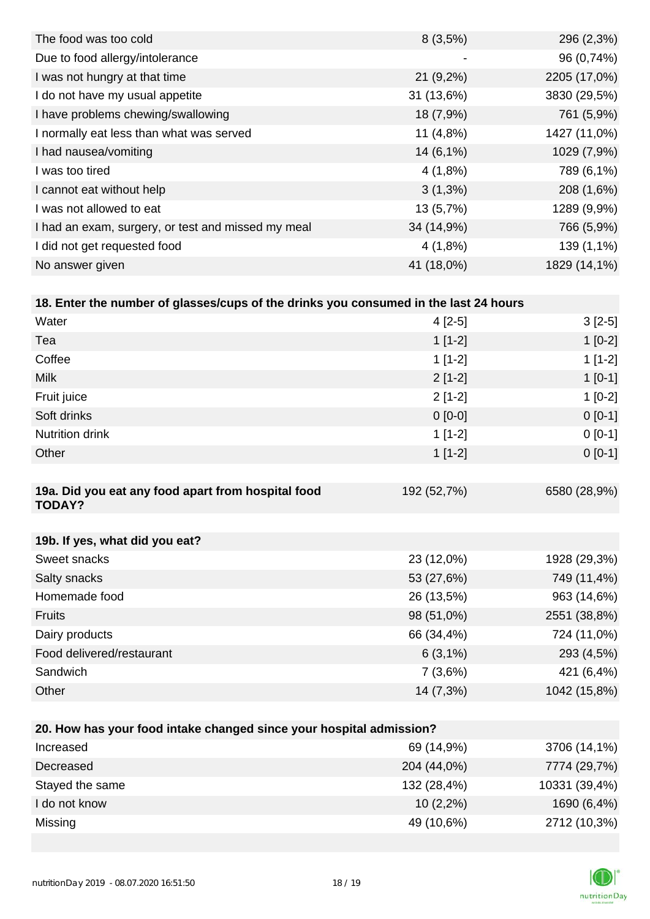| | | |
|---|---|---|
| The food was too cold | 8 (3,5%) | 296 (2,3%) |
| Due to food allergy/intolerance | - | 96 (0,74%) |
| I was not hungry at that time | 21 (9,2%) | 2205 (17,0%) |
| I do not have my usual appetite | 31 (13,6%) | 3830 (29,5%) |
| I have problems chewing/swallowing | 18 (7,9%) | 761 (5,9%) |
| I normally eat less than what was served | 11 (4,8%) | 1427 (11,0%) |
| I had nausea/vomiting | 14 (6,1%) | 1029 (7,9%) |
| I was too tired | 4 (1,8%) | 789 (6,1%) |
| I cannot eat without help | 3 (1,3%) | 208 (1,6%) |
| I was not allowed to eat | 13 (5,7%) | 1289 (9,9%) |
| I had an exam, surgery, or test and missed my meal | 34 (14,9%) | 766 (5,9%) |
| I did not get requested food | 4 (1,8%) | 139 (1,1%) |
| No answer given | 41 (18,0%) | 1829 (14,1%) |

| **18. Enter the number of glasses/cups of the drinks you consumed in the last 24 hours** | | |
|---|---|---|
| Water | 4 [2-5] | 3 [2-5] |
| Tea | 1 [1-2] | 1 [0-2] |
| Coffee | 1 [1-2] | 1 [1-2] |
| Milk | 2 [1-2] | 1 [0-1] |
| Fruit juice | 2 [1-2] | 1 [0-2] |
| Soft drinks | 0 [0-0] | 0 [0-1] |
| Nutrition drink | 1 [1-2] | 0 [0-1] |
| Other | 1 [1-2] | 0 [0-1] |

| **19a. Did you eat any food apart from hospital food TODAY?** | 192 (52,7%) | 6580 (28,9%) |
|---|---|---|

| **19b. If yes, what did you eat?** | | |
|---|---|---|
| Sweet snacks | 23 (12,0%) | 1928 (29,3%) |
| Salty snacks | 53 (27,6%) | 749 (11,4%) |
| Homemade food | 26 (13,5%) | 963 (14,6%) |
| Fruits | 98 (51,0%) | 2551 (38,8%) |
| Dairy products | 66 (34,4%) | 724 (11,0%) |
| Food delivered/restaurant | 6 (3,1%) | 293 (4,5%) |
| Sandwich | 7 (3,6%) | 421 (6,4%) |
| Other | 14 (7,3%) | 1042 (15,8%) |

| **20. How has your food intake changed since your hospital admission?** | | |
|---|---|---|
| Increased | 69 (14,9%) | 3706 (14,1%) |
| Decreased | 204 (44,0%) | 7774 (29,7%) |
| Stayed the same | 132 (28,4%) | 10331 (39,4%) |
| I do not know | 10 (2,2%) | 1690 (6,4%) |
| Missing | 49 (10,6%) | 2712 (10,3%) |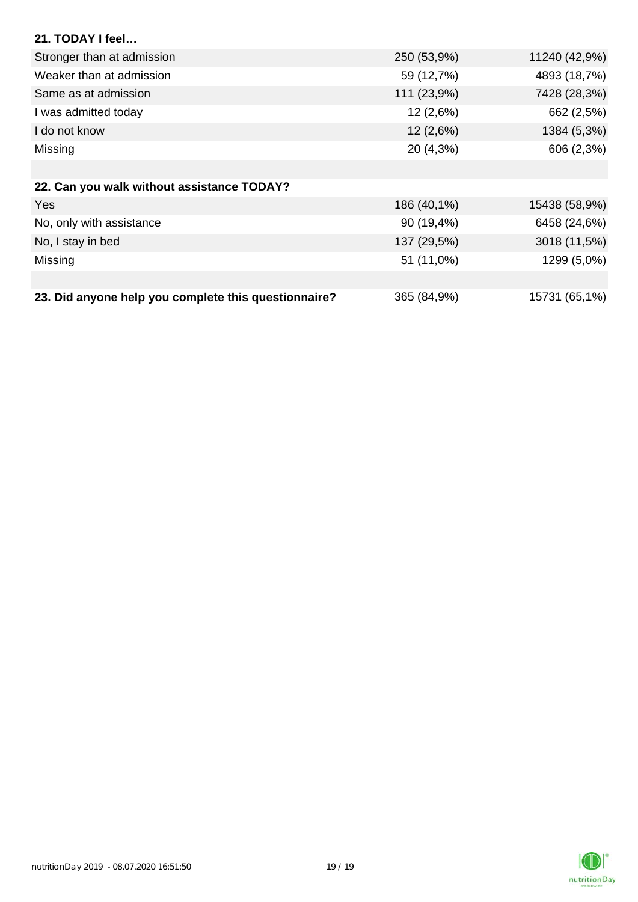| | | |
|---|---|---|
| **21. TODAY I feel…** | | |
| Stronger than at admission | 250 (53,9%) | 11240 (42,9%) |
| Weaker than at admission | 59 (12,7%) | 4893 (18,7%) |
| Same as at admission | 111 (23,9%) | 7428 (28,3%) |
| I was admitted today | 12 (2,6%) | 662 (2,5%) |
| I do not know | 12 (2,6%) | 1384 (5,3%) |
| Missing | 20 (4,3%) | 606 (2,3%) |
| | | |
| **22. Can you walk without assistance TODAY?** | | |
| Yes | 186 (40,1%) | 15438 (58,9%) |
| No, only with assistance | 90 (19,4%) | 6458 (24,6%) |
| No, I stay in bed | 137 (29,5%) | 3018 (11,5%) |
| Missing | 51 (11,0%) | 1299 (5,0%) |
| | | |
| **23. Did anyone help you complete this questionnaire?** | 365 (84,9%) | 15731 (65,1%) |